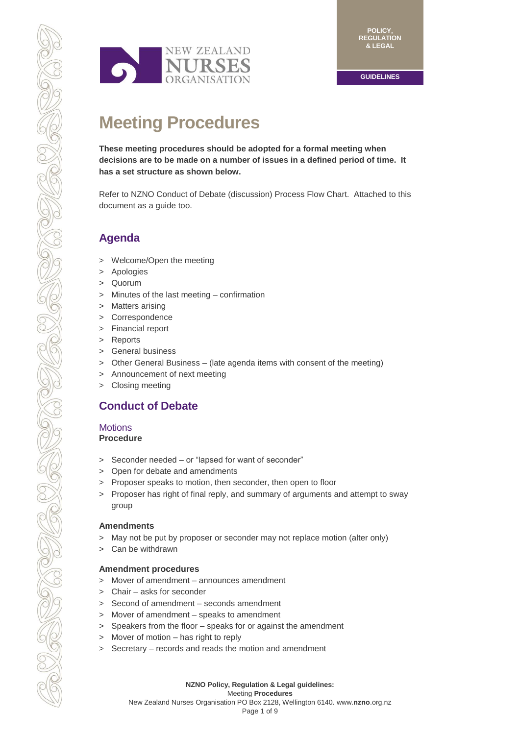# Meeting Procedures

**These meeting procedures should be adopted for a formal meeting when decisions are to be made on a number of issues in a defined period of time. It has a set structure as shown below.**

Refer to NZNO Conduct of Debate (discussion) Process Flow Chart. Attached to this document as a guide too.

## Agenda

- Welcome/Open the meeting
- Apologies
- Quorum
- Minutes of the last meeting – confirmation
- Matters arising
- Correspondence
- Financial report
- Reports
- General business
- Other General Business – (late agenda items with consent of the meeting)
- Announcement of next meeting
- Closing meeting

## Conduct of Debate

### Motions

**Procedure**

- Seconder needed – or "lapsed for want of seconder"
- Open for debate and amendments
- Proposer speaks to motion, then seconder, then open to floor
- Proposer has right of final reply, and summary of arguments and attempt to sway group

**Amendments**

- May not be put by proposer or seconder may not replace motion (alter only)
- Can be withdrawn

**Amendment procedures**

- Mover of amendment – announces amendment
- Chair – asks for seconder
- Second of amendment – seconds amendment
- Mover of amendment – speaks to amendment
- Speakers from the floor – speaks for or against the amendment
- Mover of motion – has right to reply
- Secretary – records and reads the motion and amendment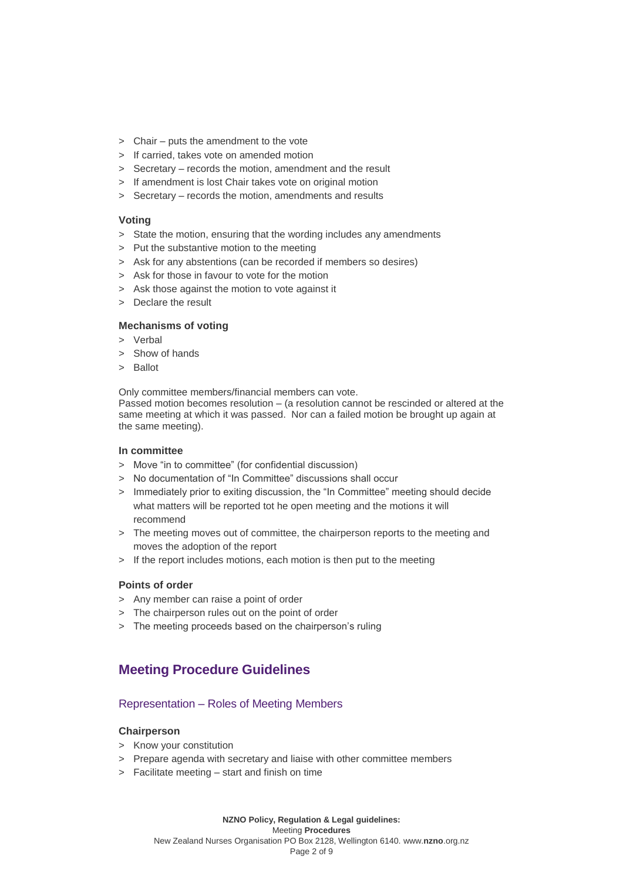- Chair – puts the amendment to the vote
- If carried, takes vote on amended motion
- Secretary – records the motion, amendment and the result
- If amendment is lost Chair takes vote on original motion
- Secretary – records the motion, amendments and results

**Voting**

- State the motion, ensuring that the wording includes any amendments
- Put the substantive motion to the meeting
- Ask for any abstentions (can be recorded if members so desires)
- Ask for those in favour to vote for the motion
- Ask those against the motion to vote against it
- Declare the result

**Mechanisms of voting**

- Verbal
- Show of hands
- Ballot

Only committee members/financial members can vote.
Passed motion becomes resolution – (a resolution cannot be rescinded or altered at the same meeting at which it was passed. Nor can a failed motion be brought up again at the same meeting).

**In committee**

- Move "in to committee" (for confidential discussion)
- No documentation of "In Committee" discussions shall occur
- Immediately prior to exiting discussion, the "In Committee" meeting should decide what matters will be reported tot he open meeting and the motions it will recommend
- The meeting moves out of committee, the chairperson reports to the meeting and moves the adoption of the report
- If the report includes motions, each motion is then put to the meeting

**Points of order**

- Any member can raise a point of order
- The chairperson rules out on the point of order
- The meeting proceeds based on the chairperson's ruling

## Meeting Procedure Guidelines

### Representation – Roles of Meeting Members

**Chairperson**

- Know your constitution
- Prepare agenda with secretary and liaise with other committee members
- Facilitate meeting – start and finish on time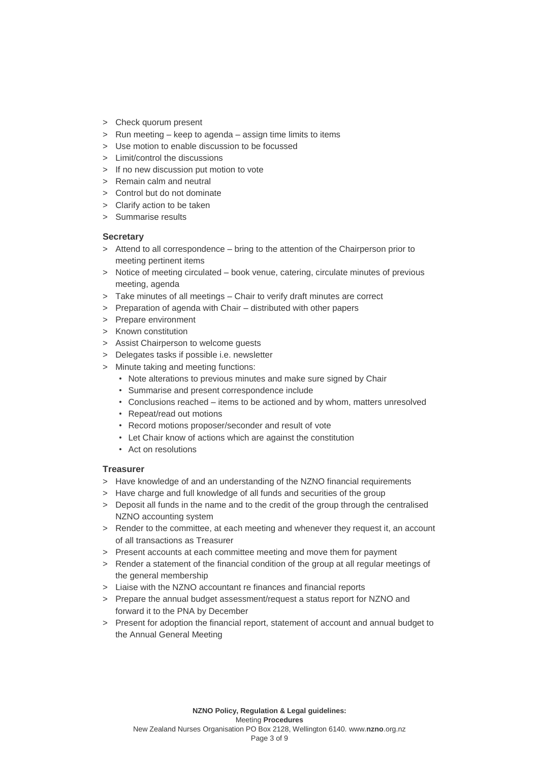- Check quorum present
- Run meeting – keep to agenda – assign time limits to items
- Use motion to enable discussion to be focussed
- Limit/control the discussions
- If no new discussion put motion to vote
- Remain calm and neutral
- Control but do not dominate
- Clarify action to be taken
- Summarise results

**Secretary**

- Attend to all correspondence – bring to the attention of the Chairperson prior to meeting pertinent items
- Notice of meeting circulated – book venue, catering, circulate minutes of previous meeting, agenda
- Take minutes of all meetings – Chair to verify draft minutes are correct
- Preparation of agenda with Chair – distributed with other papers
- Prepare environment
- Known constitution
- Assist Chairperson to welcome guests
- Delegates tasks if possible i.e. newsletter
- Minute taking and meeting functions:
  - Note alterations to previous minutes and make sure signed by Chair
  - Summarise and present correspondence include
  - Conclusions reached – items to be actioned and by whom, matters unresolved
  - Repeat/read out motions
  - Record motions proposer/seconder and result of vote
  - Let Chair know of actions which are against the constitution
  - Act on resolutions

**Treasurer**

- Have knowledge of and an understanding of the NZNO financial requirements
- Have charge and full knowledge of all funds and securities of the group
- Deposit all funds in the name and to the credit of the group through the centralised NZNO accounting system
- Render to the committee, at each meeting and whenever they request it, an account of all transactions as Treasurer
- Present accounts at each committee meeting and move them for payment
- Render a statement of the financial condition of the group at all regular meetings of the general membership
- Liaise with the NZNO accountant re finances and financial reports
- Prepare the annual budget assessment/request a status report for NZNO and forward it to the PNA by December
- Present for adoption the financial report, statement of account and annual budget to the Annual General Meeting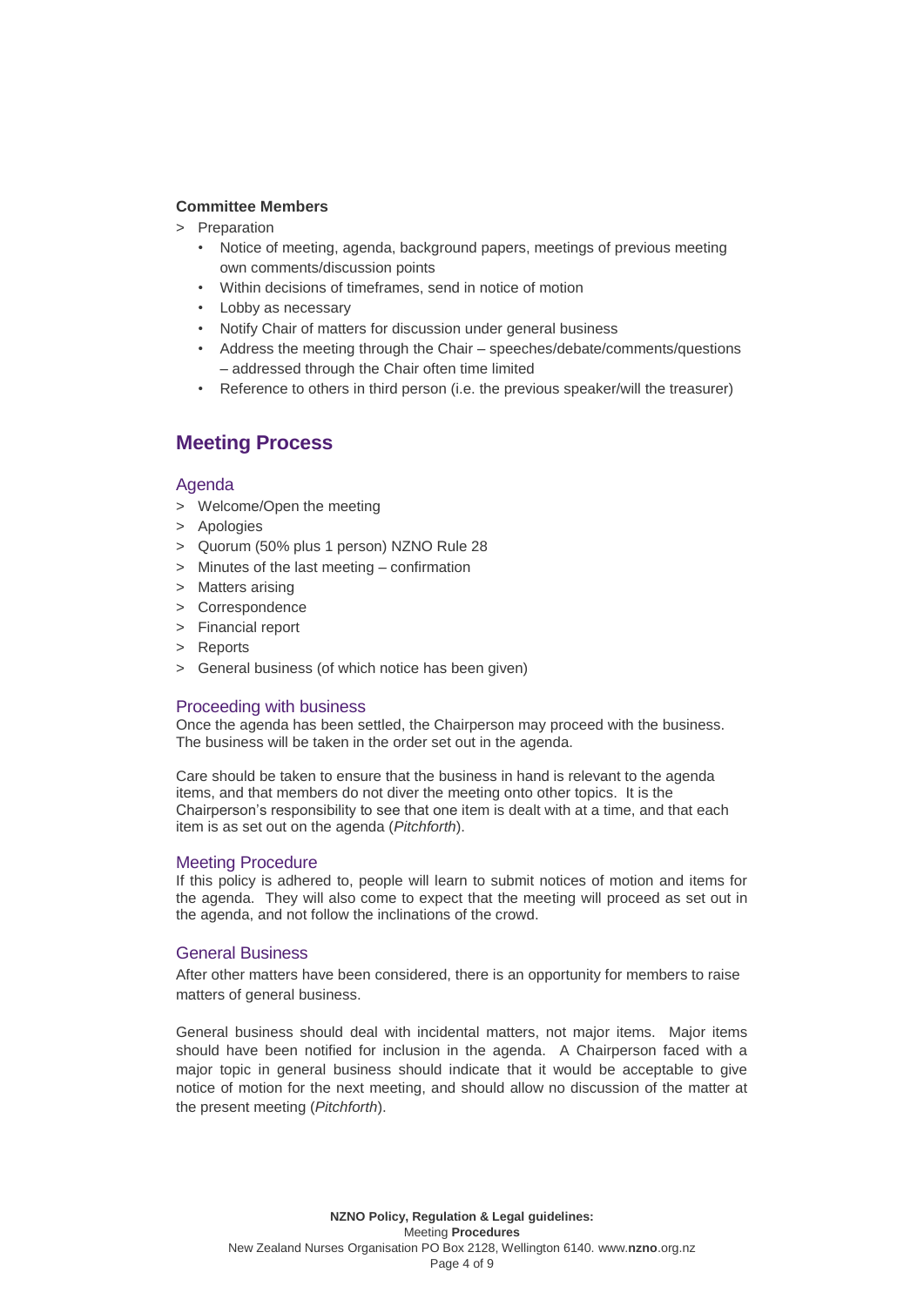**Committee Members**

> Preparation
  - Notice of meeting, agenda, background papers, meetings of previous meeting own comments/discussion points
  - Within decisions of timeframes, send in notice of motion
  - Lobby as necessary
  - Notify Chair of matters for discussion under general business
  - Address the meeting through the Chair – speeches/debate/comments/questions – addressed through the Chair often time limited
  - Reference to others in third person (i.e. the previous speaker/will the treasurer)

## Meeting Process

### Agenda

> Welcome/Open the meeting
> Apologies
> Quorum (50% plus 1 person) NZNO Rule 28
> Minutes of the last meeting – confirmation
> Matters arising
> Correspondence
> Financial report
> Reports
> General business (of which notice has been given)

### Proceeding with business

Once the agenda has been settled, the Chairperson may proceed with the business. The business will be taken in the order set out in the agenda.

Care should be taken to ensure that the business in hand is relevant to the agenda items, and that members do not diver the meeting onto other topics. It is the Chairperson's responsibility to see that one item is dealt with at a time, and that each item is as set out on the agenda (*Pitchforth*).

### Meeting Procedure

If this policy is adhered to, people will learn to submit notices of motion and items for the agenda. They will also come to expect that the meeting will proceed as set out in the agenda, and not follow the inclinations of the crowd.

### General Business

After other matters have been considered, there is an opportunity for members to raise matters of general business.

General business should deal with incidental matters, not major items. Major items should have been notified for inclusion in the agenda. A Chairperson faced with a major topic in general business should indicate that it would be acceptable to give notice of motion for the next meeting, and should allow no discussion of the matter at the present meeting (*Pitchforth*).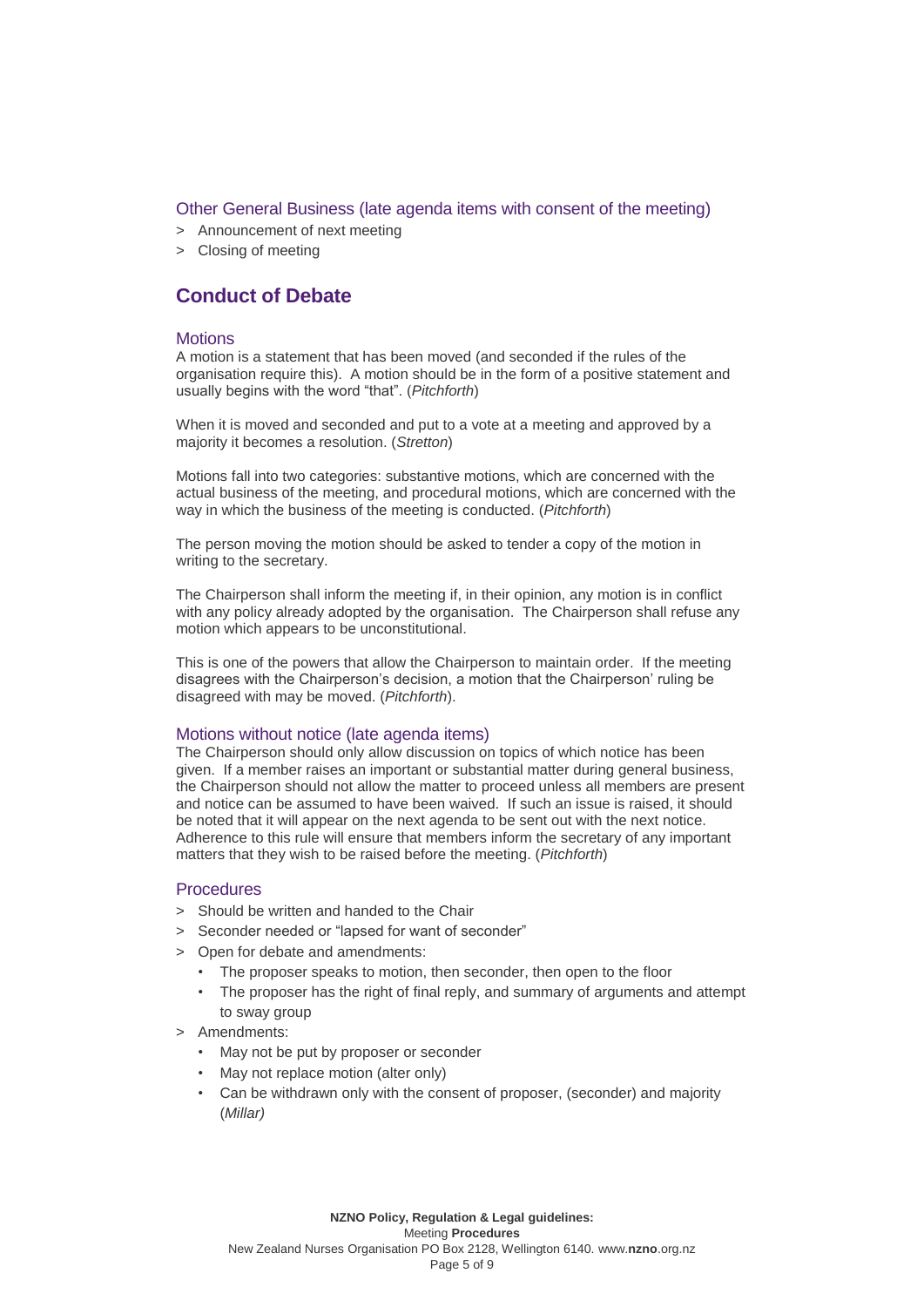### Other General Business (late agenda items with consent of the meeting)

> Announcement of next meeting

> Closing of meeting

## Conduct of Debate

### Motions

A motion is a statement that has been moved (and seconded if the rules of the organisation require this). A motion should be in the form of a positive statement and usually begins with the word "that". (*Pitchforth*)

When it is moved and seconded and put to a vote at a meeting and approved by a majority it becomes a resolution. (*Stretton*)

Motions fall into two categories: substantive motions, which are concerned with the actual business of the meeting, and procedural motions, which are concerned with the way in which the business of the meeting is conducted. (*Pitchforth*)

The person moving the motion should be asked to tender a copy of the motion in writing to the secretary.

The Chairperson shall inform the meeting if, in their opinion, any motion is in conflict with any policy already adopted by the organisation. The Chairperson shall refuse any motion which appears to be unconstitutional.

This is one of the powers that allow the Chairperson to maintain order. If the meeting disagrees with the Chairperson's decision, a motion that the Chairperson' ruling be disagreed with may be moved. (*Pitchforth*).

### Motions without notice (late agenda items)

The Chairperson should only allow discussion on topics of which notice has been given. If a member raises an important or substantial matter during general business, the Chairperson should not allow the matter to proceed unless all members are present and notice can be assumed to have been waived. If such an issue is raised, it should be noted that it will appear on the next agenda to be sent out with the next notice. Adherence to this rule will ensure that members inform the secretary of any important matters that they wish to be raised before the meeting. (*Pitchforth*)

### Procedures

> Should be written and handed to the Chair

> Seconder needed or "lapsed for want of seconder"

> Open for debate and amendments:
  - The proposer speaks to motion, then seconder, then open to the floor
  - The proposer has the right of final reply, and summary of arguments and attempt to sway group

> Amendments:
  - May not be put by proposer or seconder
  - May not replace motion (alter only)
  - Can be withdrawn only with the consent of proposer, (seconder) and majority (*Millar)*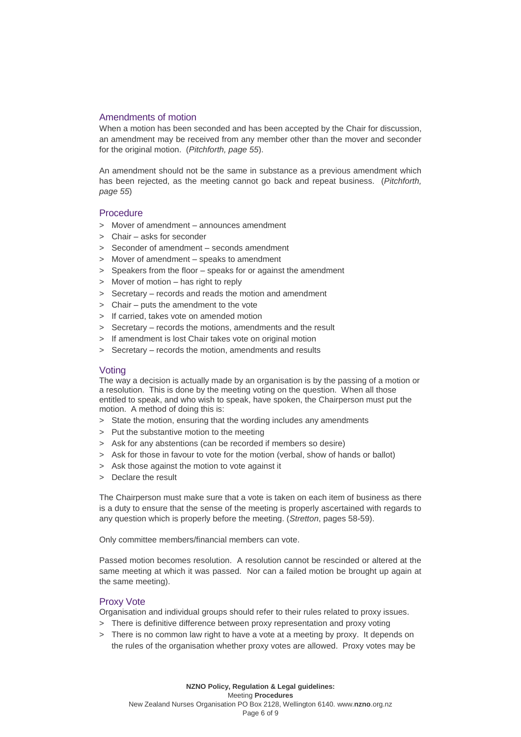## Amendments of motion

When a motion has been seconded and has been accepted by the Chair for discussion, an amendment may be received from any member other than the mover and seconder for the original motion. (*Pitchforth, page 55*).

An amendment should not be the same in substance as a previous amendment which has been rejected, as the meeting cannot go back and repeat business. (*Pitchforth, page 55*)

## Procedure

- Mover of amendment – announces amendment
- Chair – asks for seconder
- Seconder of amendment – seconds amendment
- Mover of amendment – speaks to amendment
- Speakers from the floor – speaks for or against the amendment
- Mover of motion – has right to reply
- Secretary – records and reads the motion and amendment
- Chair – puts the amendment to the vote
- If carried, takes vote on amended motion
- Secretary – records the motions, amendments and the result
- If amendment is lost Chair takes vote on original motion
- Secretary – records the motion, amendments and results

## Voting

The way a decision is actually made by an organisation is by the passing of a motion or a resolution. This is done by the meeting voting on the question. When all those entitled to speak, and who wish to speak, have spoken, the Chairperson must put the motion. A method of doing this is:

- State the motion, ensuring that the wording includes any amendments
- Put the substantive motion to the meeting
- Ask for any abstentions (can be recorded if members so desire)
- Ask for those in favour to vote for the motion (verbal, show of hands or ballot)
- Ask those against the motion to vote against it
- Declare the result

The Chairperson must make sure that a vote is taken on each item of business as there is a duty to ensure that the sense of the meeting is properly ascertained with regards to any question which is properly before the meeting. (*Stretton*, pages 58-59).

Only committee members/financial members can vote.

Passed motion becomes resolution. A resolution cannot be rescinded or altered at the same meeting at which it was passed. Nor can a failed motion be brought up again at the same meeting).

## Proxy Vote

Organisation and individual groups should refer to their rules related to proxy issues.

- There is definitive difference between proxy representation and proxy voting
- There is no common law right to have a vote at a meeting by proxy. It depends on the rules of the organisation whether proxy votes are allowed. Proxy votes may be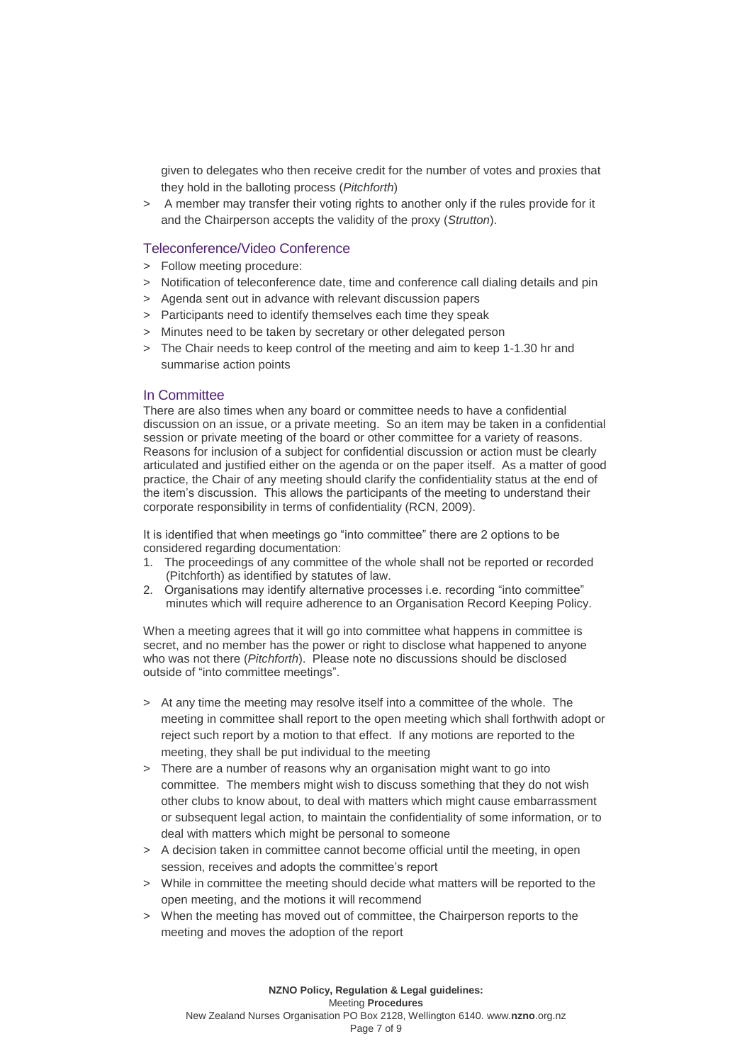given to delegates who then receive credit for the number of votes and proxies that they hold in the balloting process (*Pitchforth*)

> A member may transfer their voting rights to another only if the rules provide for it and the Chairperson accepts the validity of the proxy (*Strutton*).

## Teleconference/Video Conference

> Follow meeting procedure:
> Notification of teleconference date, time and conference call dialing details and pin
> Agenda sent out in advance with relevant discussion papers
> Participants need to identify themselves each time they speak
> Minutes need to be taken by secretary or other delegated person
> The Chair needs to keep control of the meeting and aim to keep 1-1.30 hr and summarise action points

## In Committee

There are also times when any board or committee needs to have a confidential discussion on an issue, or a private meeting. So an item may be taken in a confidential session or private meeting of the board or other committee for a variety of reasons. Reasons for inclusion of a subject for confidential discussion or action must be clearly articulated and justified either on the agenda or on the paper itself. As a matter of good practice, the Chair of any meeting should clarify the confidentiality status at the end of the item's discussion. This allows the participants of the meeting to understand their corporate responsibility in terms of confidentiality (RCN, 2009).

It is identified that when meetings go "into committee" there are 2 options to be considered regarding documentation:

1. The proceedings of any committee of the whole shall not be reported or recorded (Pitchforth) as identified by statutes of law.
2. Organisations may identify alternative processes i.e. recording "into committee" minutes which will require adherence to an Organisation Record Keeping Policy.

When a meeting agrees that it will go into committee what happens in committee is secret, and no member has the power or right to disclose what happened to anyone who was not there (*Pitchforth*). Please note no discussions should be disclosed outside of "into committee meetings".

> At any time the meeting may resolve itself into a committee of the whole. The meeting in committee shall report to the open meeting which shall forthwith adopt or reject such report by a motion to that effect. If any motions are reported to the meeting, they shall be put individual to the meeting
> There are a number of reasons why an organisation might want to go into committee. The members might wish to discuss something that they do not wish other clubs to know about, to deal with matters which might cause embarrassment or subsequent legal action, to maintain the confidentiality of some information, or to deal with matters which might be personal to someone
> A decision taken in committee cannot become official until the meeting, in open session, receives and adopts the committee's report
> While in committee the meeting should decide what matters will be reported to the open meeting, and the motions it will recommend
> When the meeting has moved out of committee, the Chairperson reports to the meeting and moves the adoption of the report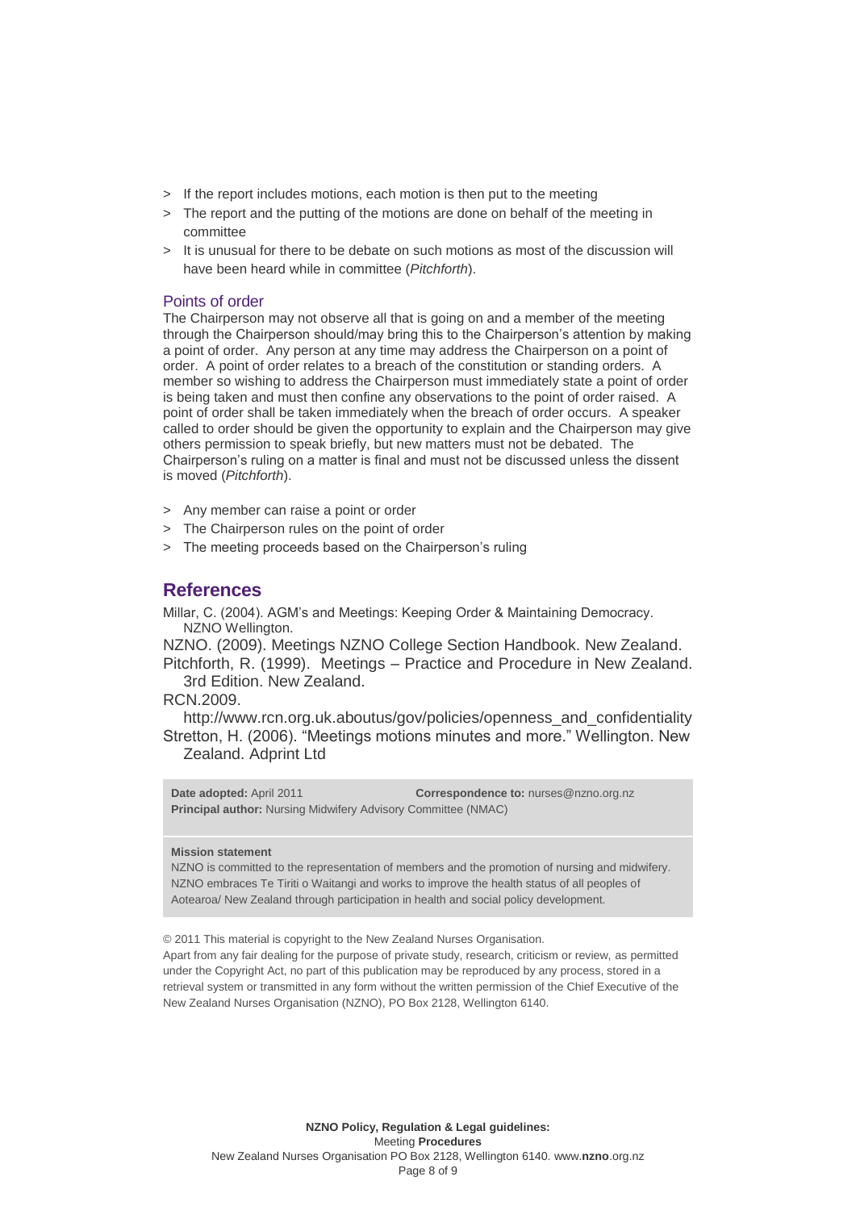- If the report includes motions, each motion is then put to the meeting
- The report and the putting of the motions are done on behalf of the meeting in committee
- It is unusual for there to be debate on such motions as most of the discussion will have been heard while in committee (*Pitchforth*).

### Points of order

The Chairperson may not observe all that is going on and a member of the meeting through the Chairperson should/may bring this to the Chairperson's attention by making a point of order. Any person at any time may address the Chairperson on a point of order. A point of order relates to a breach of the constitution or standing orders. A member so wishing to address the Chairperson must immediately state a point of order is being taken and must then confine any observations to the point of order raised. A point of order shall be taken immediately when the breach of order occurs. A speaker called to order should be given the opportunity to explain and the Chairperson may give others permission to speak briefly, but new matters must not be debated. The Chairperson's ruling on a matter is final and must not be discussed unless the dissent is moved (*Pitchforth*).

- Any member can raise a point or order
- The Chairperson rules on the point of order
- The meeting proceeds based on the Chairperson's ruling

## References

Millar, C. (2004). AGM's and Meetings: Keeping Order & Maintaining Democracy. NZNO Wellington.

NZNO. (2009). Meetings NZNO College Section Handbook. New Zealand.

Pitchforth, R. (1999). Meetings – Practice and Procedure in New Zealand. 3rd Edition. New Zealand.

RCN.2009. http://www.rcn.org.uk.aboutus/gov/policies/openness_and_confidentiality

Stretton, H. (2006). "Meetings motions minutes and more." Wellington. New Zealand. Adprint Ltd

**Date adopted:** April 2011 **Correspondence to:** nurses@nzno.org.nz
**Principal author:** Nursing Midwifery Advisory Committee (NMAC)

**Mission statement**
NZNO is committed to the representation of members and the promotion of nursing and midwifery. NZNO embraces Te Tiriti o Waitangi and works to improve the health status of all peoples of Aotearoa/ New Zealand through participation in health and social policy development.

© 2011 This material is copyright to the New Zealand Nurses Organisation.
Apart from any fair dealing for the purpose of private study, research, criticism or review, as permitted under the Copyright Act, no part of this publication may be reproduced by any process, stored in a retrieval system or transmitted in any form without the written permission of the Chief Executive of the New Zealand Nurses Organisation (NZNO), PO Box 2128, Wellington 6140.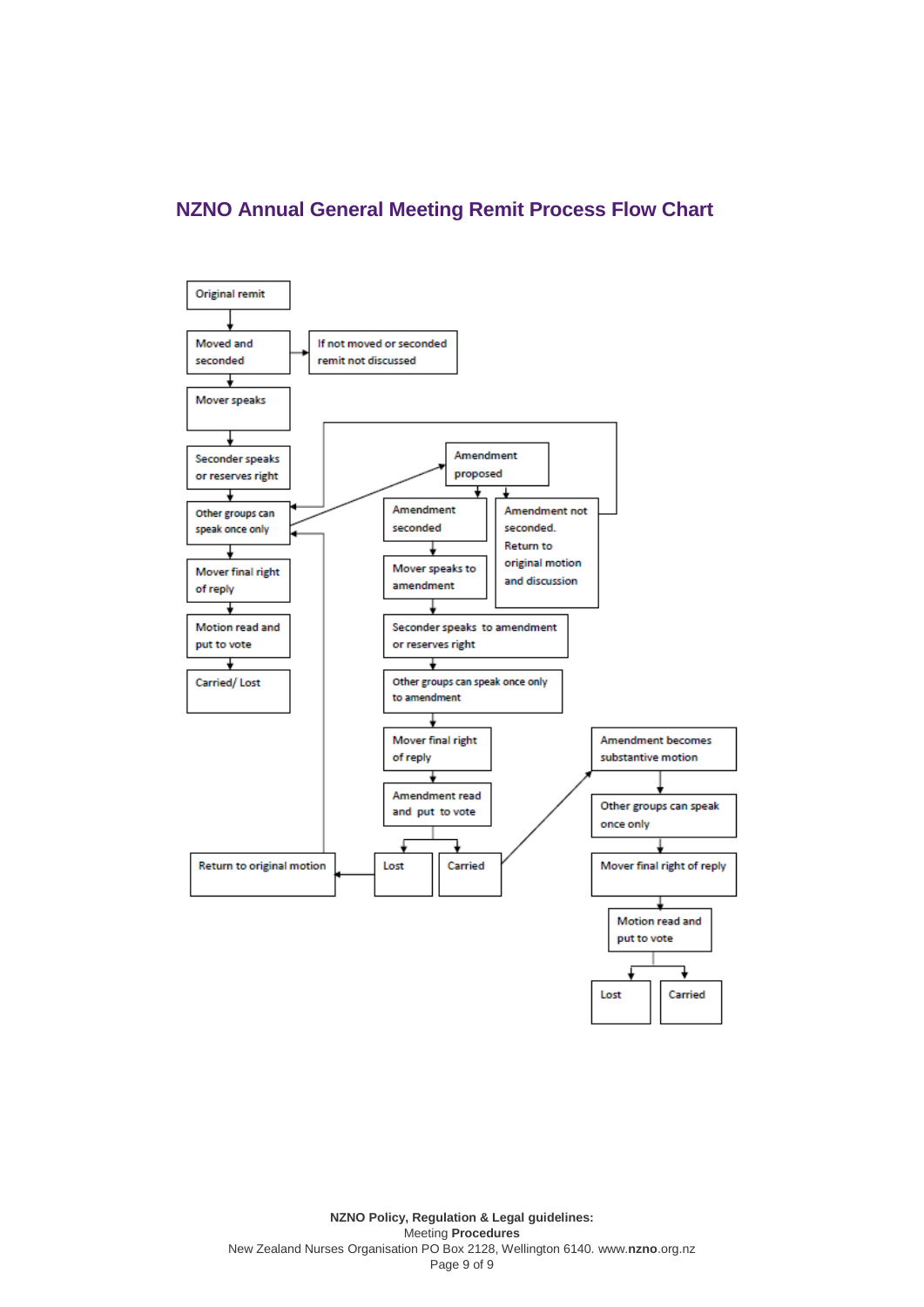## NZNO Annual General Meeting Remit Process Flow Chart

Original remit

Moved and seconded

If not moved or seconded remit not discussed

Mover speaks

Seconder speaks or reserves right

Other groups can speak once only

Mover final right of reply

Motion read and put to vote

Carried/ Lost

Amendment proposed

Amendment seconded

Amendment not seconded. Return to original motion and discussion

Mover speaks to amendment

Seconder speaks to amendment or reserves right

Other groups can speak once only to amendment

Mover final right of reply

Amendment read and put to vote

Lost

Carried

Return to original motion

Amendment becomes substantive motion

Other groups can speak once only

Mover final right of reply

Motion read and put to vote

Lost

Carried